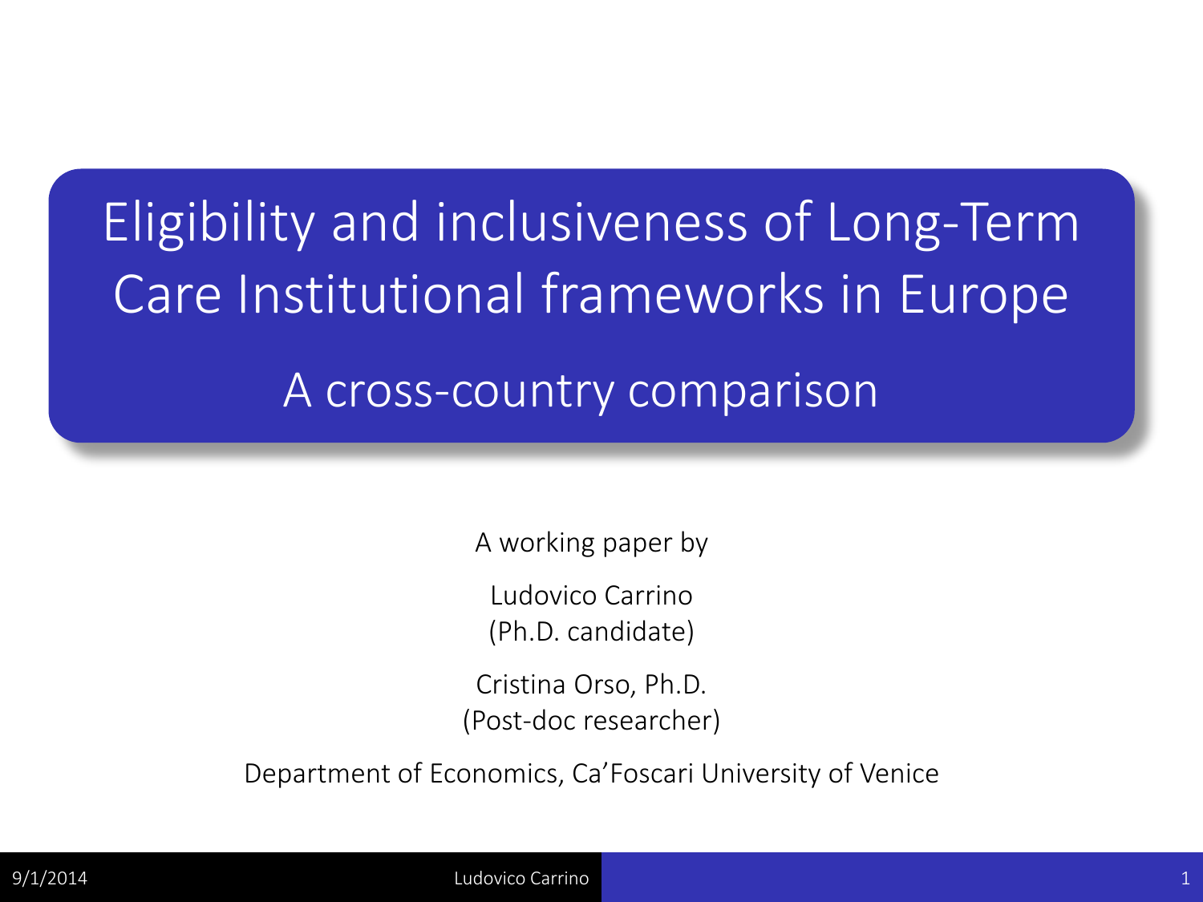# Eligibility and inclusiveness of Long-Term Care Institutional frameworks in Europe

## A cross-country comparison

A working paper by

Ludovico Carrino
(Ph.D. candidate)

Cristina Orso, Ph.D.
(Post-doc researcher)

Department of Economics, Ca'Foscari University of Venice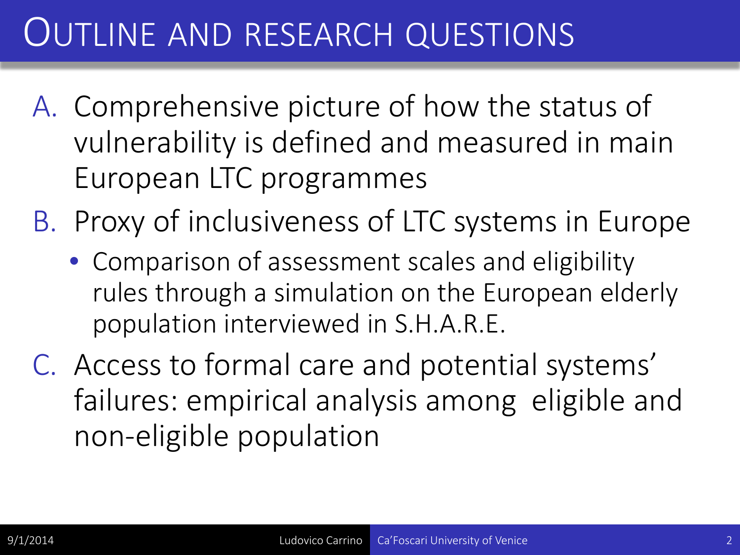# Outline and Research Questions

A. Comprehensive picture of how the status of vulnerability is defined and measured in main European LTC programmes

B. Proxy of inclusiveness of LTC systems in Europe
   - Comparison of assessment scales and eligibility rules through a simulation on the European elderly population interviewed in S.H.A.R.E.

C. Access to formal care and potential systems' failures: empirical analysis among eligible and non-eligible population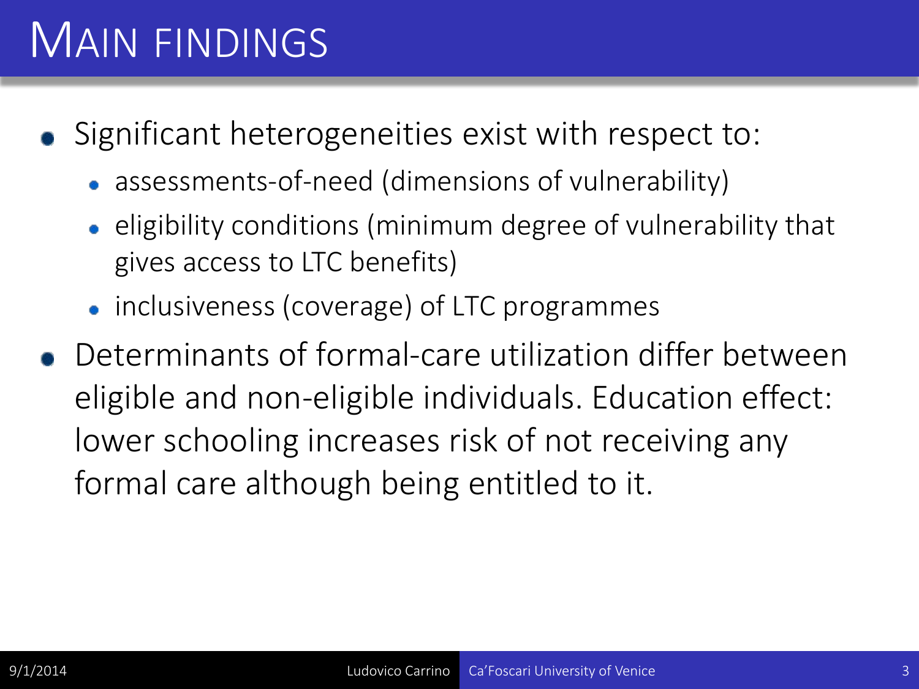# Main findings

- Significant heterogeneities exist with respect to:
  - assessments-of-need (dimensions of vulnerability)
  - eligibility conditions (minimum degree of vulnerability that gives access to LTC benefits)
  - inclusiveness (coverage) of LTC programmes
- Determinants of formal-care utilization differ between eligible and non-eligible individuals. Education effect: lower schooling increases risk of not receiving any formal care although being entitled to it.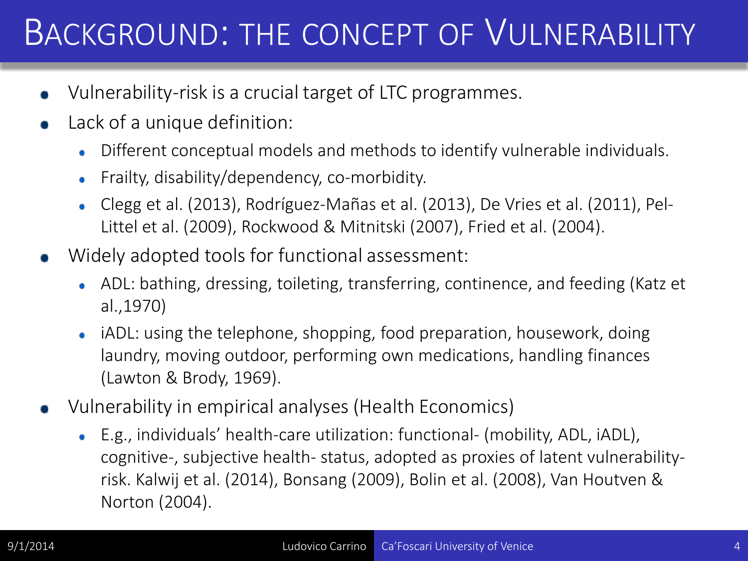# Background: the concept of Vulnerability

- Vulnerability-risk is a crucial target of LTC programmes.
- Lack of a unique definition:
  - Different conceptual models and methods to identify vulnerable individuals.
  - Frailty, disability/dependency, co-morbidity.
  - Clegg et al. (2013), Rodríguez-Mañas et al. (2013), De Vries et al. (2011), Pel-Littel et al. (2009), Rockwood & Mitnitski (2007), Fried et al. (2004).
- Widely adopted tools for functional assessment:
  - ADL: bathing, dressing, toileting, transferring, continence, and feeding (Katz et al.,1970)
  - iADL: using the telephone, shopping, food preparation, housework, doing laundry, moving outdoor, performing own medications, handling finances (Lawton & Brody, 1969).
- Vulnerability in empirical analyses (Health Economics)
  - E.g., individuals' health-care utilization: functional- (mobility, ADL, iADL), cognitive-, subjective health- status, adopted as proxies of latent vulnerability-risk. Kalwij et al. (2014), Bonsang (2009), Bolin et al. (2008), Van Houtven & Norton (2004).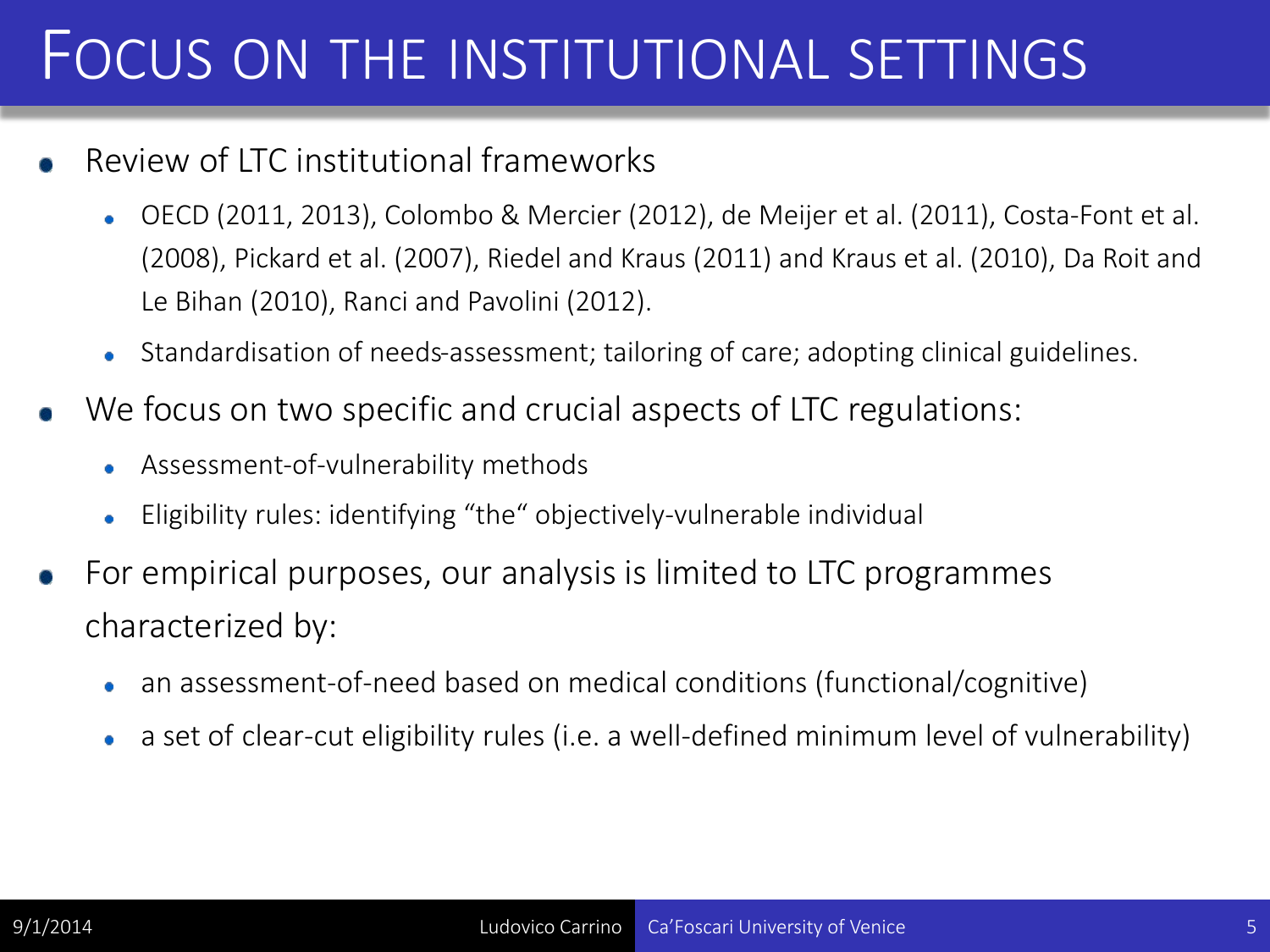# FOCUS ON THE INSTITUTIONAL SETTINGS

- Review of LTC institutional frameworks
  - OECD (2011, 2013), Colombo & Mercier (2012), de Meijer et al. (2011), Costa-Font et al. (2008), Pickard et al. (2007), Riedel and Kraus (2011) and Kraus et al. (2010), Da Roit and Le Bihan (2010), Ranci and Pavolini (2012).
  - Standardisation of needs-assessment; tailoring of care; adopting clinical guidelines.
- We focus on two specific and crucial aspects of LTC regulations:
  - Assessment-of-vulnerability methods
  - Eligibility rules: identifying "the" objectively-vulnerable individual
- For empirical purposes, our analysis is limited to LTC programmes characterized by:
  - an assessment-of-need based on medical conditions (functional/cognitive)
  - a set of clear-cut eligibility rules (i.e. a well-defined minimum level of vulnerability)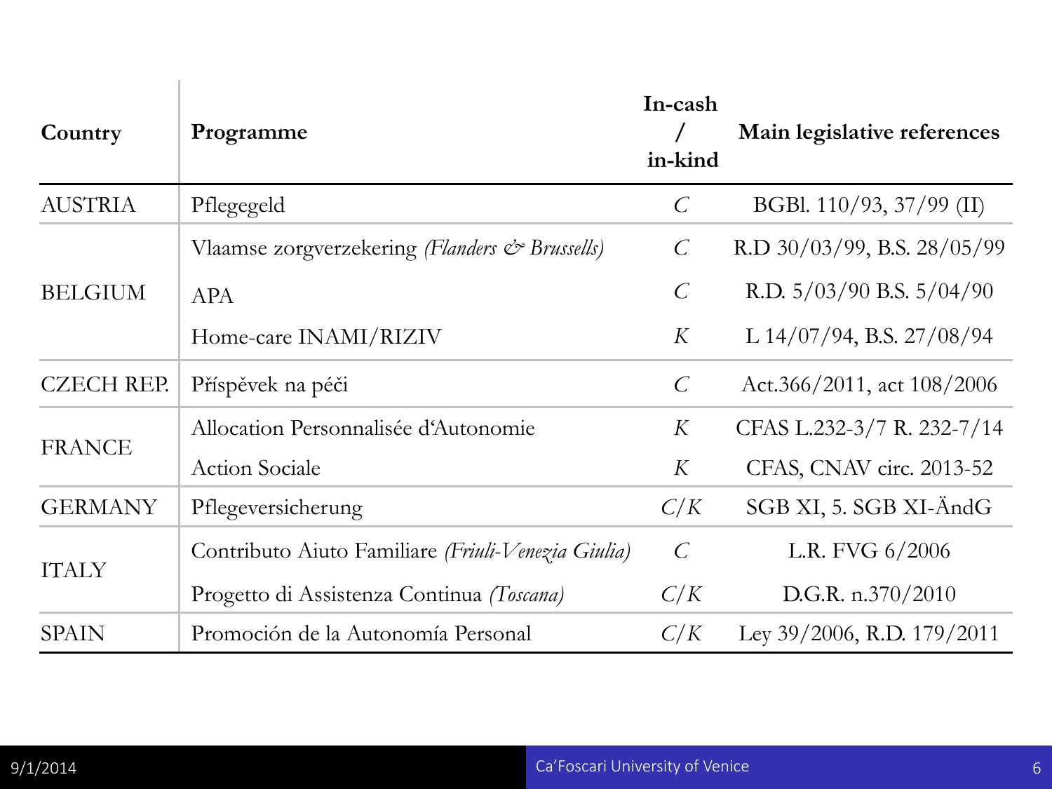| Country | Programme | In-cash / in-kind | Main legislative references |
|---|---|---|---|
| AUSTRIA | Pflegegeld | *C* | BGBl. 110/93, 37/99 (II) |
| BELGIUM | Vlaamse zorgverzekering *(Flanders & Brussells)* | *C* | R.D 30/03/99, B.S. 28/05/99 |
| | APA | *C* | R.D. 5/03/90 B.S. 5/04/90 |
| | Home-care INAMI/RIZIV | *K* | L 14/07/94, B.S. 27/08/94 |
| CZECH REP. | Příspěvek na péči | *C* | Act.366/2011, act 108/2006 |
| FRANCE | Allocation Personnalisée d'Autonomie | *K* | CFAS L.232-3/7 R. 232-7/14 |
| | Action Sociale | *K* | CFAS, CNAV circ. 2013-52 |
| GERMANY | Pflegeversicherung | *C/K* | SGB XI, 5. SGB XI-ÄndG |
| ITALY | Contributo Aiuto Familiare *(Friuli-Venezia Giulia)* | *C* | L.R. FVG 6/2006 |
| | Progetto di Assistenza Continua *(Toscana)* | *C/K* | D.G.R. n.370/2010 |
| SPAIN | Promoción de la Autonomía Personal | *C/K* | Ley 39/2006, R.D. 179/2011 |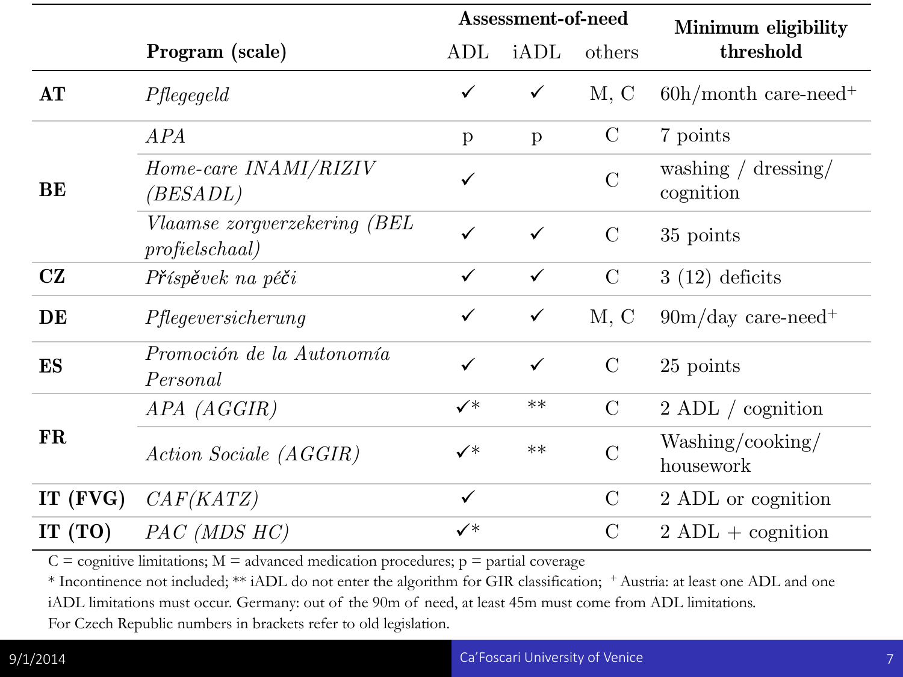| | Program (scale) | Assessment-of-need | | | Minimum eligibility threshold |
|---|---|---|---|---|---|
| | | ADL | iADL | others | |
| **AT** | *Pflegegeld* | ✓ | ✓ | M, C | 60h/month care-need$^{+}$ |
| **BE** | *APA* | p | p | C | 7 points |
| | *Home-care INAMI/RIZIV (BESADL)* | ✓ | | C | washing / dressing/ cognition |
| | *Vlaamse zorgverzekering (BEL profielschaal)* | ✓ | ✓ | C | 35 points |
| **CZ** | *Příspěvek na péči* | ✓ | ✓ | C | 3 (12) deficits |
| **DE** | *Pflegeversicherung* | ✓ | ✓ | M, C | 90m/day care-need$^{+}$ |
| **ES** | *Promoción de la Autonomía Personal* | ✓ | ✓ | C | 25 points |
| **FR** | *APA (AGGIR)* | ✓* | ** | C | 2 ADL / cognition |
| | *Action Sociale (AGGIR)* | ✓* | ** | C | Washing/cooking/ housework |
| **IT (FVG)** | *CAF(KATZ)* | ✓ | | C | 2 ADL or cognition |
| **IT (TO)** | *PAC (MDS HC)* | ✓* | | C | 2 ADL + cognition |

C = cognitive limitations; M = advanced medication procedures; p = partial coverage

* Incontinence not included; ** iADL do not enter the algorithm for GIR classification; $^{+}$ Austria: at least one ADL and one iADL limitations must occur. Germany: out of the 90m of need, at least 45m must come from ADL limitations.

For Czech Republic numbers in brackets refer to old legislation.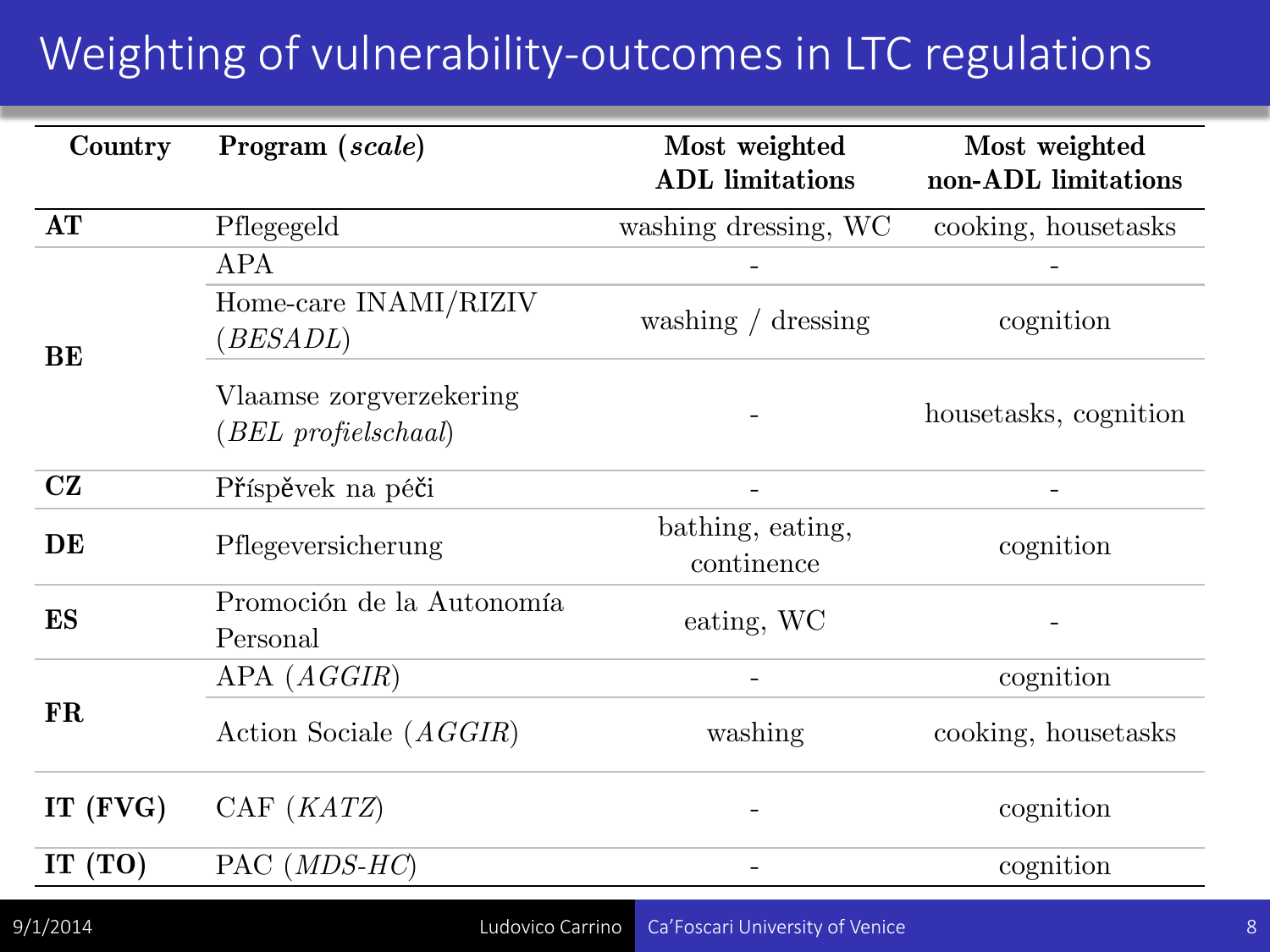# Weighting of vulnerability-outcomes in LTC regulations

| Country | Program (*scale*) | Most weighted ADL limitations | Most weighted non-ADL limitations |
|---|---|---|---|
| **AT** | Pflegegeld | washing dressing, WC | cooking, housetasks |
| **BE** | APA | - | - |
| | Home-care INAMI/RIZIV (*BESADL*) | washing / dressing | cognition |
| | Vlaamse zorgverzekering (*BEL profielschaal*) | - | housetasks, cognition |
| **CZ** | Příspěvek na péči | - | - |
| **DE** | Pflegeversicherung | bathing, eating, continence | cognition |
| **ES** | Promoción de la Autonomía Personal | eating, WC | - |
| **FR** | APA (*AGGIR*) | - | cognition |
| | Action Sociale (*AGGIR*) | washing | cooking, housetasks |
| **IT (FVG)** | CAF (*KATZ*) | - | cognition |
| **IT (TO)** | PAC (*MDS-HC*) | - | cognition |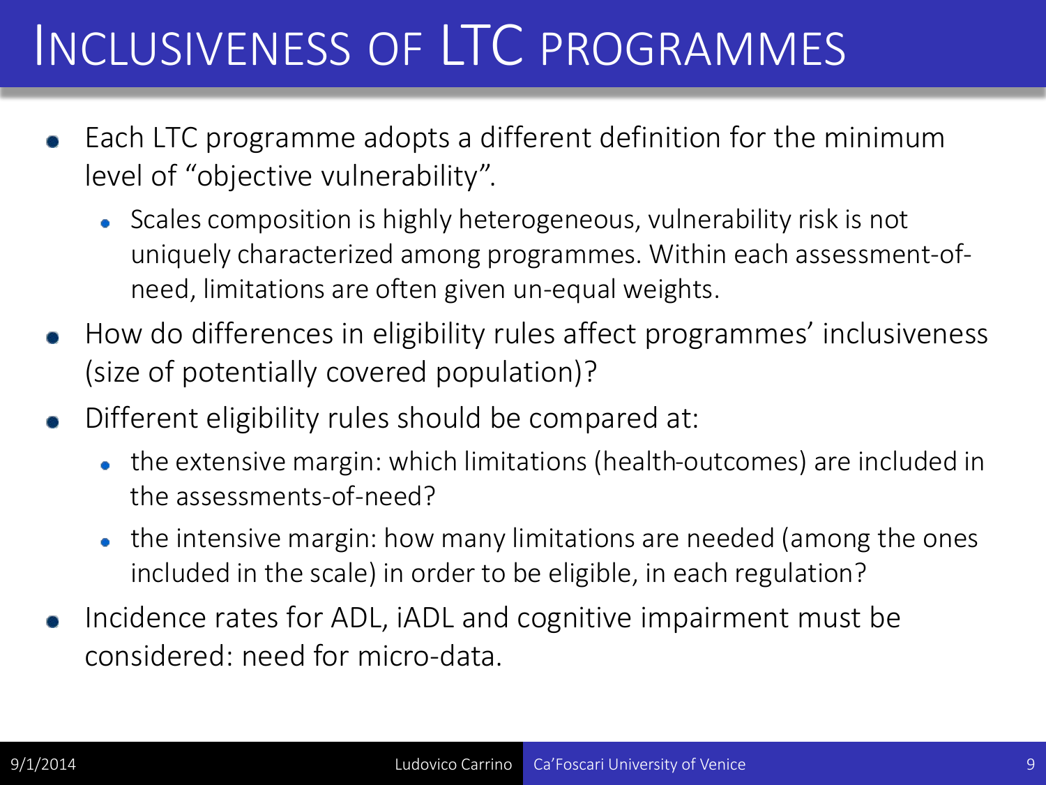# Inclusiveness of LTC programmes

- Each LTC programme adopts a different definition for the minimum level of "objective vulnerability".
  - Scales composition is highly heterogeneous, vulnerability risk is not uniquely characterized among programmes. Within each assessment-of-need, limitations are often given un-equal weights.
- How do differences in eligibility rules affect programmes' inclusiveness (size of potentially covered population)?
- Different eligibility rules should be compared at:
  - the extensive margin: which limitations (health-outcomes) are included in the assessments-of-need?
  - the intensive margin: how many limitations are needed (among the ones included in the scale) in order to be eligible, in each regulation?
- Incidence rates for ADL, iADL and cognitive impairment must be considered: need for micro-data.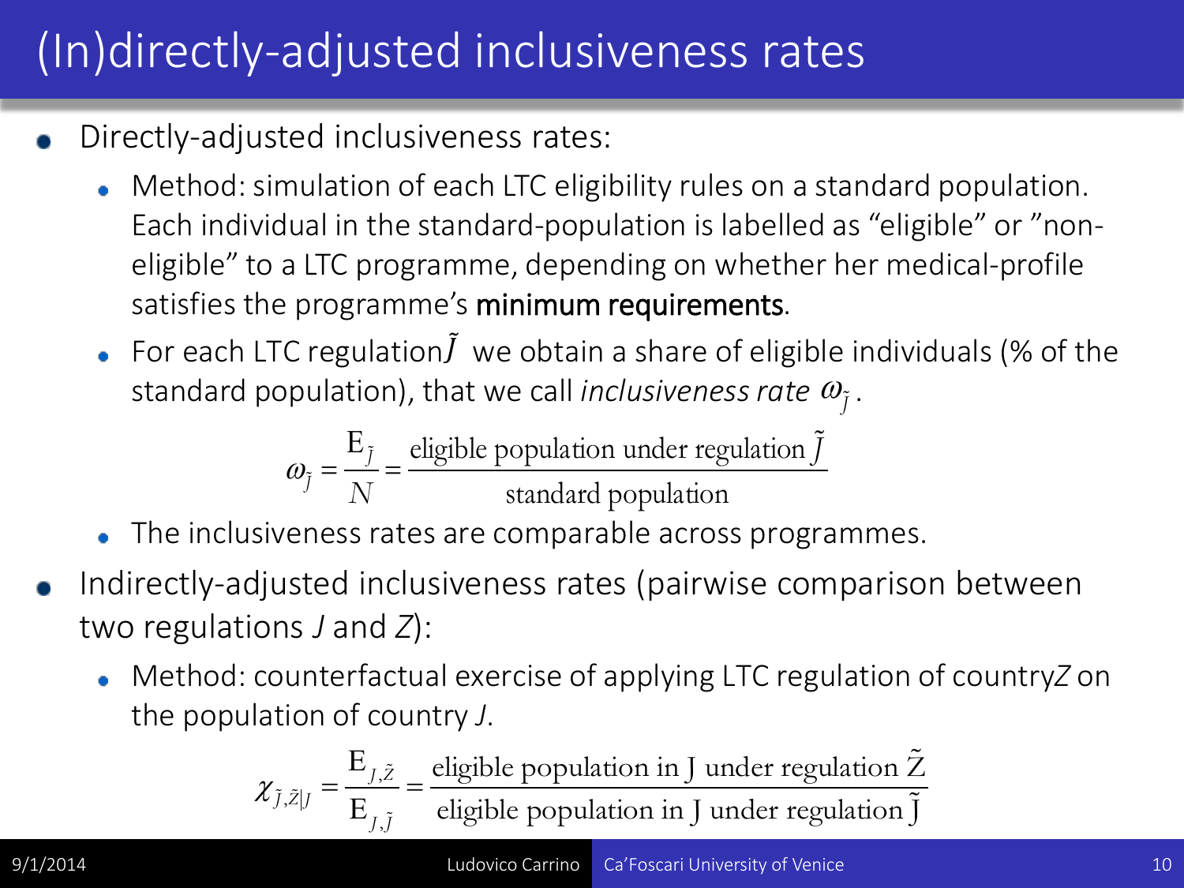# (In)directly-adjusted inclusiveness rates

- Directly-adjusted inclusiveness rates:
  - Method: simulation of each LTC eligibility rules on a standard population. Each individual in the standard-population is labelled as “eligible” or ”non-eligible” to a LTC programme, depending on whether her medical-profile satisfies the programme’s **minimum requirements**.
  - For each LTC regulation $\tilde{J}$ we obtain a share of eligible individuals (% of the standard population), that we call *inclusiveness rate* $\omega_{\tilde{J}}$.

$$\omega_{\tilde{J}} = \frac{E_{\tilde{J}}}{N} = \frac{\text{eligible population under regulation } \tilde{J}}{\text{standard population}}$$

  - The inclusiveness rates are comparable across programmes.
- Indirectly-adjusted inclusiveness rates (pairwise comparison between two regulations *J* and *Z*):
  - Method: counterfactual exercise of applying LTC regulation of country *Z* on the population of country *J*.

$$\chi_{\tilde{J},\tilde{Z}|J} = \frac{E_{J,\tilde{Z}}}{E_{J,\tilde{J}}} = \frac{\text{eligible population in J under regulation } \tilde{Z}}{\text{eligible population in J under regulation } \tilde{J}}$$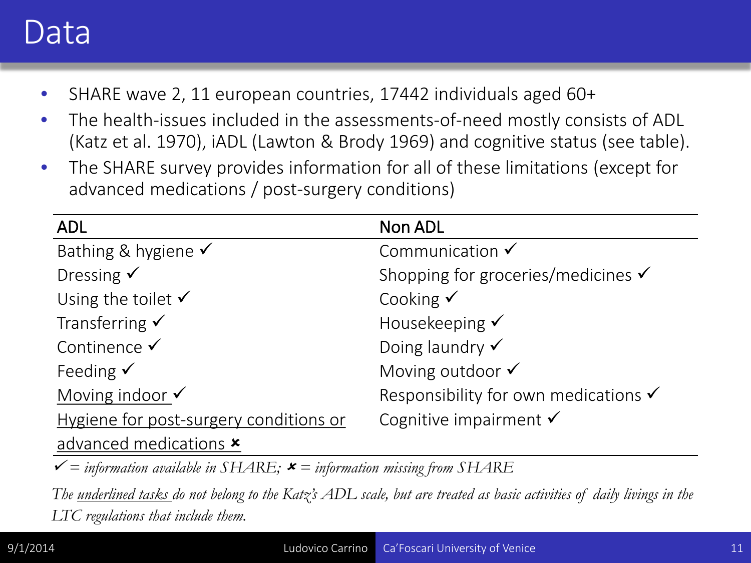# Data

- SHARE wave 2, 11 european countries, 17442 individuals aged 60+
- The health-issues included in the assessments-of-need mostly consists of ADL (Katz et al. 1970), iADL (Lawton & Brody 1969) and cognitive status (see table).
- The SHARE survey provides information for all of these limitations (except for advanced medications / post-surgery conditions)

| ADL | Non ADL |
|---|---|
| Bathing & hygiene ✓ | Communication ✓ |
| Dressing ✓ | Shopping for groceries/medicines ✓ |
| Using the toilet ✓ | Cooking ✓ |
| Transferring ✓ | Housekeeping ✓ |
| Continence ✓ | Doing laundry ✓ |
| Feeding ✓ | Moving outdoor ✓ |
| <u>Moving indoor</u> ✓ | Responsibility for own medications ✓ |
| <u>Hygiene for post-surgery conditions or advanced medications</u> ✗ | Cognitive impairment ✓ |

*✓ = information available in SHARE; ✗ = information missing from SHARE*

*The <u>underlined tasks</u> do not belong to the Katz's ADL scale, but are treated as basic activities of daily livings in the LTC regulations that include them.*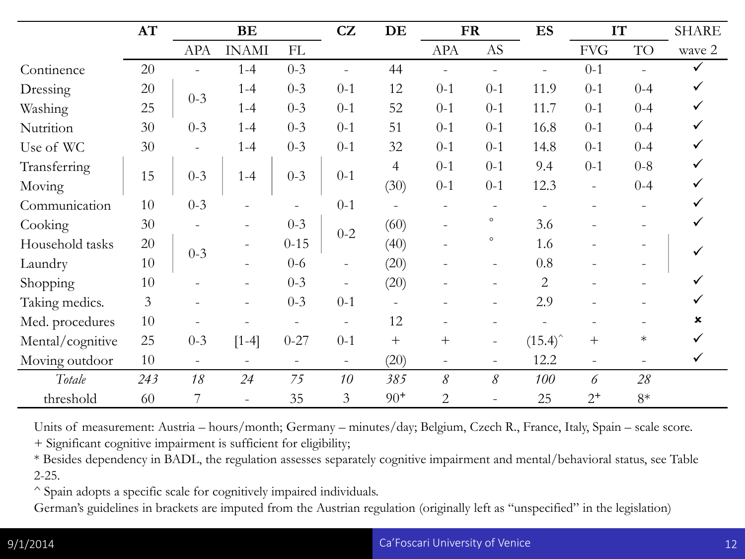| | AT | BE | | | CZ | DE | FR | | ES | IT | | SHARE |
|---|---|---|---|---|---|---|---|---|---|---|---|---|
| | | APA | INAMI | FL | | | APA | AS | | FVG | TO | wave 2 |
| Continence | 20 | - | 1-4 | 0-3 | - | 44 | - | - | - | 0-1 | - | ✓ |
| Dressing | 20 | 0-3 | 1-4 | 0-3 | 0-1 | 12 | 0-1 | 0-1 | 11.9 | 0-1 | 0-4 | ✓ |
| Washing | 25 | | 1-4 | 0-3 | 0-1 | 52 | 0-1 | 0-1 | 11.7 | 0-1 | 0-4 | ✓ |
| Nutrition | 30 | 0-3 | 1-4 | 0-3 | 0-1 | 51 | 0-1 | 0-1 | 16.8 | 0-1 | 0-4 | ✓ |
| Use of WC | 30 | - | 1-4 | 0-3 | 0-1 | 32 | 0-1 | 0-1 | 14.8 | 0-1 | 0-4 | ✓ |
| Transferring | 15 | 0-3 | 1-4 | 0-3 | 0-1 | 4 | 0-1 | 0-1 | 9.4 | 0-1 | 0-8 | ✓ |
| Moving | | | | | | (30) | 0-1 | 0-1 | 12.3 | - | 0-4 | ✓ |
| Communication | 10 | 0-3 | - | - | 0-1 | - | - | - | - | - | - | ✓ |
| Cooking | 30 | - | - | 0-3 | 0-2 | (60) | - | ° | 3.6 | - | - | ✓ |
| Household tasks | 20 | 0-3 | - | 0-15 | | (40) | - | ° | 1.6 | - | - | ✓ |
| Laundry | 10 | | - | 0-6 | - | (20) | - | - | 0.8 | - | - | |
| Shopping | 10 | - | - | 0-3 | - | (20) | - | - | 2 | - | - | ✓ |
| Taking medics. | 3 | - | - | 0-3 | 0-1 | - | - | - | 2.9 | - | - | ✓ |
| Med. procedures | 10 | - | - | - | - | 12 | - | - | - | - | - | ✗ |
| Mental/cognitive | 25 | 0-3 | [1-4] | 0-27 | 0-1 | + | + | - | (15.4)^ | + | * | ✓ |
| Moving outdoor | 10 | - | - | - | - | (20) | - | - | 12.2 | - | - | ✓ |
| *Totale* | *243* | *18* | *24* | *75* | *10* | *385* | *8* | *8* | *100* | *6* | *28* | |
| threshold | 60 | 7 | - | 35 | 3 | 90+ | 2 | - | 25 | 2+ | 8* | |

Units of measurement: Austria – hours/month; Germany – minutes/day; Belgium, Czech R., France, Italy, Spain – scale score.

\+ Significant cognitive impairment is sufficient for eligibility;

\* Besides dependency in BADL, the regulation assesses separately cognitive impairment and mental/behavioral status, see Table 2-25.

^ Spain adopts a specific scale for cognitively impaired individuals.

German's guidelines in brackets are imputed from the Austrian regulation (originally left as "unspecified" in the legislation)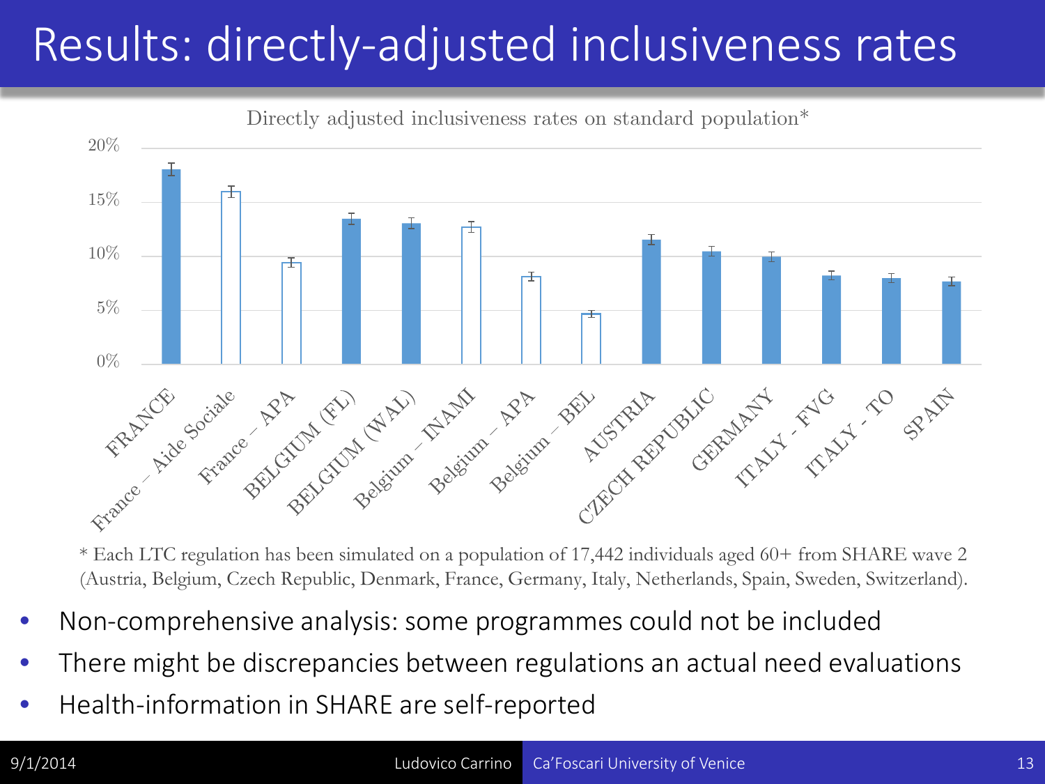# Results: directly-adjusted inclusiveness rates

Directly adjusted inclusiveness rates on standard population*

| Programme | Rate (approx.) |
|---|---|
| FRANCE | 18% |
| France – Aide Sociale | 16% |
| France – APA | 9.5% |
| BELGIUM (FL) | 13.5% |
| BELGIUM (WAL) | 13% |
| Belgium – INAMI | 12.7% |
| Belgium – APA | 8% |
| Belgium – BEL | 4.7% |
| AUSTRIA | 11.5% |
| CZECH REPUBLIC | 10.5% |
| GERMANY | 10% |
| ITALY - FVG | 8.2% |
| ITALY - TO | 8% |
| SPAIN | 7.6% |

\* Each LTC regulation has been simulated on a population of 17,442 individuals aged 60+ from SHARE wave 2 (Austria, Belgium, Czech Republic, Denmark, France, Germany, Italy, Netherlands, Spain, Sweden, Switzerland).

- Non-comprehensive analysis: some programmes could not be included
- There might be discrepancies between regulations an actual need evaluations
- Health-information in SHARE are self-reported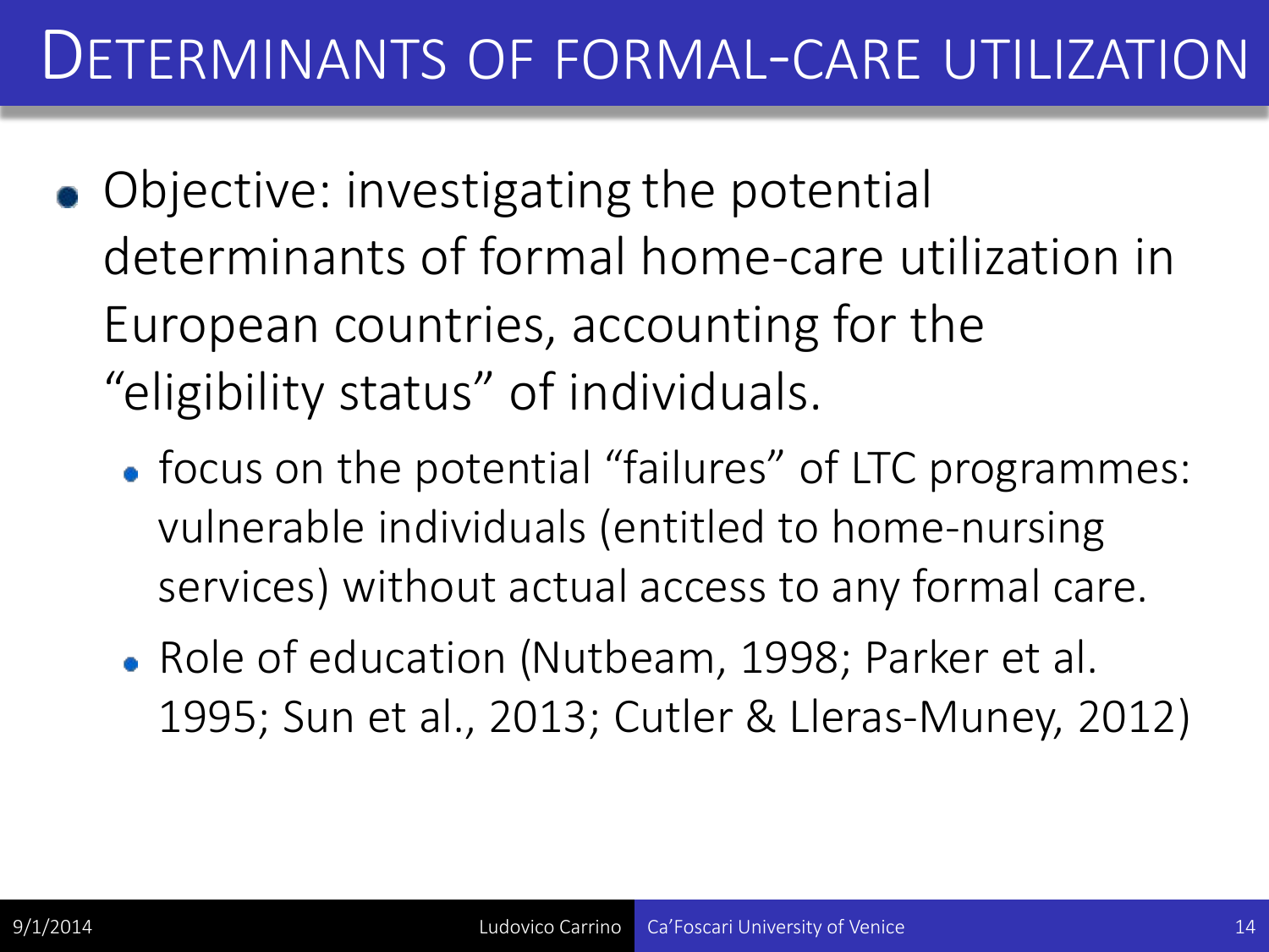# Determinants of formal-care utilization

- Objective: investigating the potential determinants of formal home-care utilization in European countries, accounting for the "eligibility status" of individuals.
  - focus on the potential "failures" of LTC programmes: vulnerable individuals (entitled to home-nursing services) without actual access to any formal care.
  - Role of education (Nutbeam, 1998; Parker et al. 1995; Sun et al., 2013; Cutler & Lleras-Muney, 2012)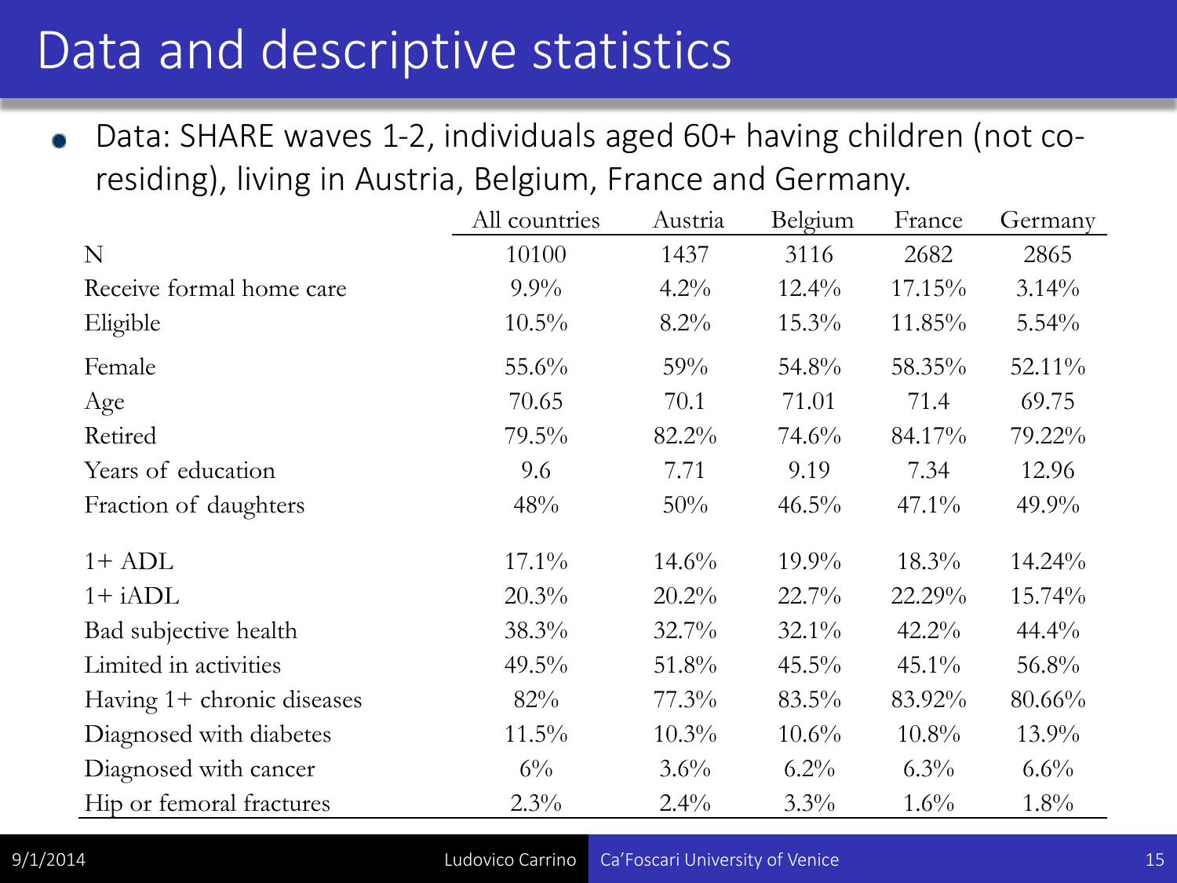# Data and descriptive statistics

- Data: SHARE waves 1-2, individuals aged 60+ having children (not co-residing), living in Austria, Belgium, France and Germany.

| | All countries | Austria | Belgium | France | Germany |
|---|---|---|---|---|---|
| N | 10100 | 1437 | 3116 | 2682 | 2865 |
| Receive formal home care | 9.9% | 4.2% | 12.4% | 17.15% | 3.14% |
| Eligible | 10.5% | 8.2% | 15.3% | 11.85% | 5.54% |
| Female | 55.6% | 59% | 54.8% | 58.35% | 52.11% |
| Age | 70.65 | 70.1 | 71.01 | 71.4 | 69.75 |
| Retired | 79.5% | 82.2% | 74.6% | 84.17% | 79.22% |
| Years of education | 9.6 | 7.71 | 9.19 | 7.34 | 12.96 |
| Fraction of daughters | 48% | 50% | 46.5% | 47.1% | 49.9% |
| 1+ ADL | 17.1% | 14.6% | 19.9% | 18.3% | 14.24% |
| 1+ iADL | 20.3% | 20.2% | 22.7% | 22.29% | 15.74% |
| Bad subjective health | 38.3% | 32.7% | 32.1% | 42.2% | 44.4% |
| Limited in activities | 49.5% | 51.8% | 45.5% | 45.1% | 56.8% |
| Having 1+ chronic diseases | 82% | 77.3% | 83.5% | 83.92% | 80.66% |
| Diagnosed with diabetes | 11.5% | 10.3% | 10.6% | 10.8% | 13.9% |
| Diagnosed with cancer | 6% | 3.6% | 6.2% | 6.3% | 6.6% |
| Hip or femoral fractures | 2.3% | 2.4% | 3.3% | 1.6% | 1.8% |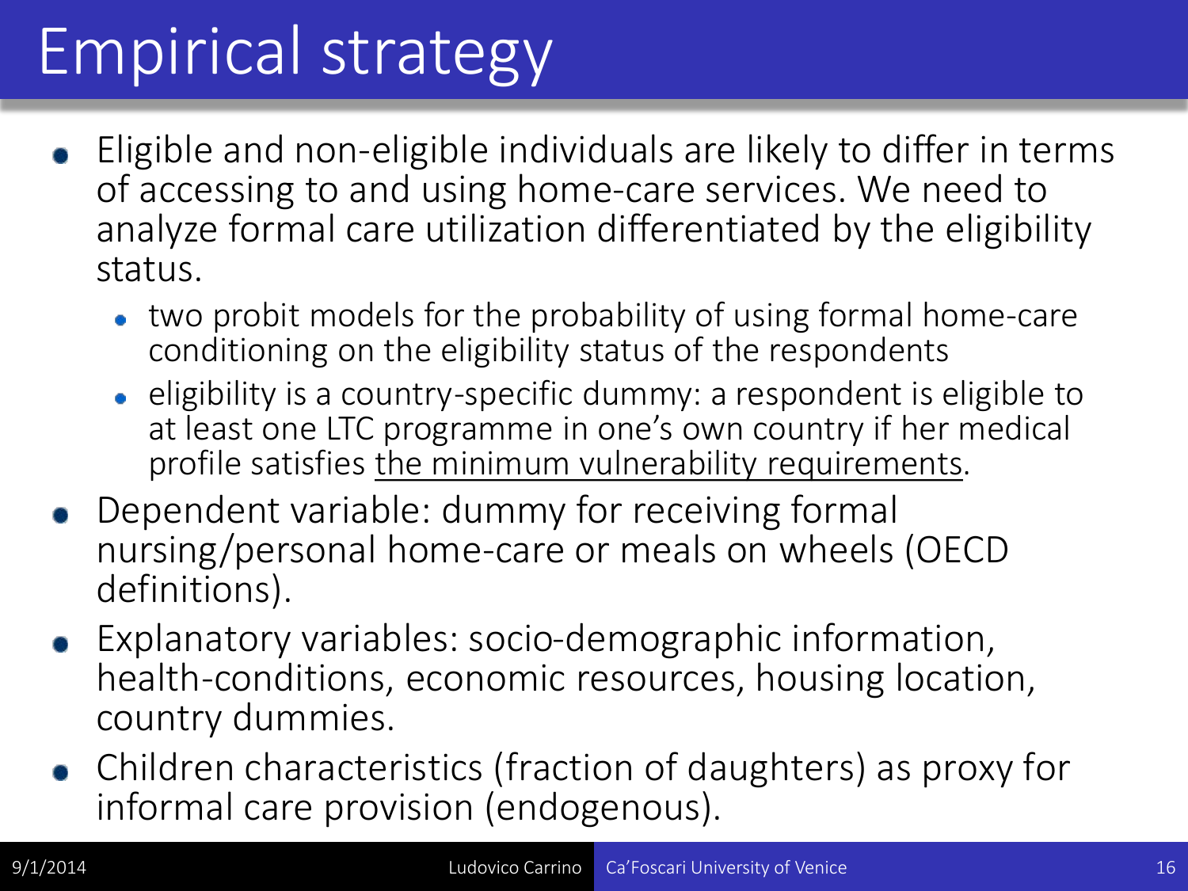# Empirical strategy

- Eligible and non-eligible individuals are likely to differ in terms of accessing to and using home-care services. We need to analyze formal care utilization differentiated by the eligibility status.
  - two probit models for the probability of using formal home-care conditioning on the eligibility status of the respondents
  - eligibility is a country-specific dummy: a respondent is eligible to at least one LTC programme in one's own country if her medical profile satisfies the minimum vulnerability requirements.
- Dependent variable: dummy for receiving formal nursing/personal home-care or meals on wheels (OECD definitions).
- Explanatory variables: socio-demographic information, health-conditions, economic resources, housing location, country dummies.
- Children characteristics (fraction of daughters) as proxy for informal care provision (endogenous).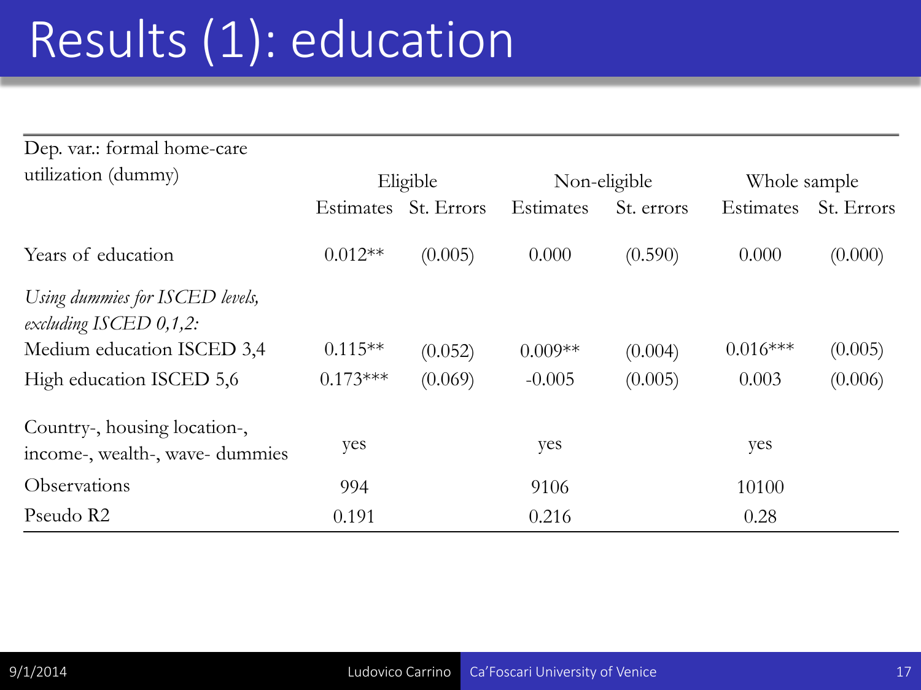# Results (1): education

| Dep. var.: formal home-care utilization (dummy) | Eligible | | Non-eligible | | Whole sample | |
|---|---|---|---|---|---|---|
| | Estimates | St. Errors | Estimates | St. errors | Estimates | St. Errors |
| Years of education | 0.012** | (0.005) | 0.000 | (0.590) | 0.000 | (0.000) |
| *Using dummies for ISCED levels, excluding ISCED 0,1,2:* | | | | | | |
| Medium education ISCED 3,4 | 0.115** | (0.052) | 0.009** | (0.004) | 0.016*** | (0.005) |
| High education ISCED 5,6 | 0.173*** | (0.069) | -0.005 | (0.005) | 0.003 | (0.006) |
| Country-, housing location-, income-, wealth-, wave- dummies | yes | | yes | | yes | |
| Observations | 994 | | 9106 | | 10100 | |
| Pseudo R2 | 0.191 | | 0.216 | | 0.28 | |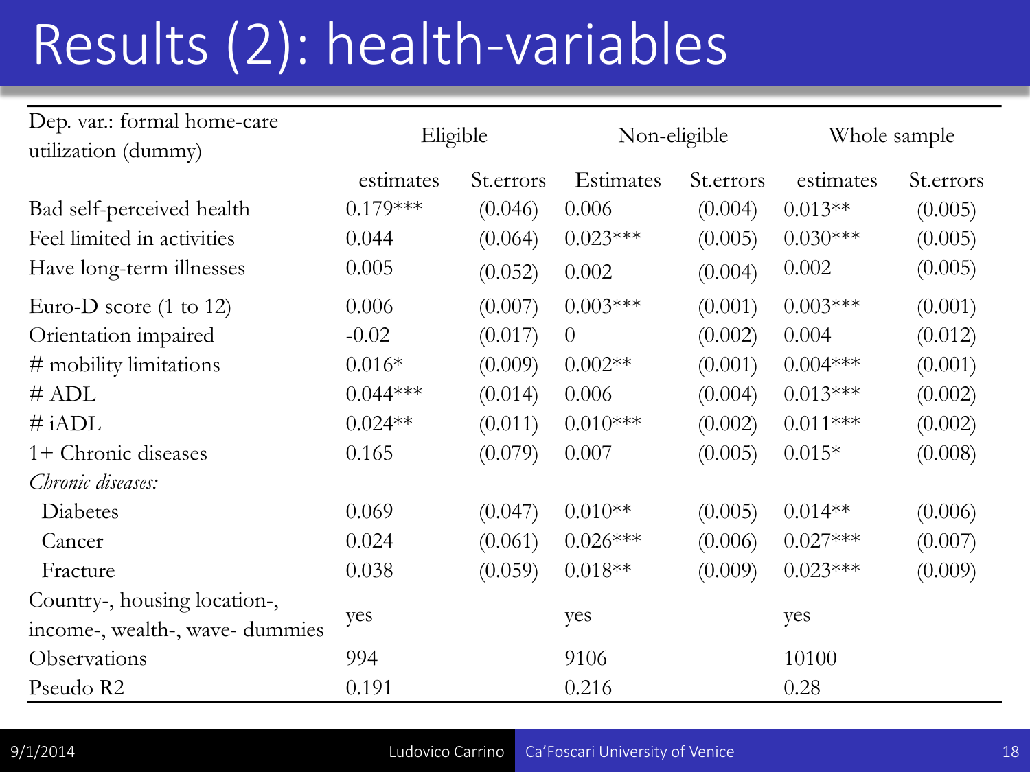# Results (2): health-variables

| Dep. var.: formal home-care utilization (dummy) | Eligible | | Non-eligible | | Whole sample | |
|---|---|---|---|---|---|---|
| | estimates | St.errors | Estimates | St.errors | estimates | St.errors |
| Bad self-perceived health | 0.179*** | (0.046) | 0.006 | (0.004) | 0.013** | (0.005) |
| Feel limited in activities | 0.044 | (0.064) | 0.023*** | (0.005) | 0.030*** | (0.005) |
| Have long-term illnesses | 0.005 | (0.052) | 0.002 | (0.004) | 0.002 | (0.005) |
| Euro-D score (1 to 12) | 0.006 | (0.007) | 0.003*** | (0.001) | 0.003*** | (0.001) |
| Orientation impaired | -0.02 | (0.017) | 0 | (0.002) | 0.004 | (0.012) |
| # mobility limitations | 0.016* | (0.009) | 0.002** | (0.001) | 0.004*** | (0.001) |
| # ADL | 0.044*** | (0.014) | 0.006 | (0.004) | 0.013*** | (0.002) |
| # iADL | 0.024** | (0.011) | 0.010*** | (0.002) | 0.011*** | (0.002) |
| 1+ Chronic diseases | 0.165 | (0.079) | 0.007 | (0.005) | 0.015* | (0.008) |
| *Chronic diseases:* | | | | | | |
| Diabetes | 0.069 | (0.047) | 0.010** | (0.005) | 0.014** | (0.006) |
| Cancer | 0.024 | (0.061) | 0.026*** | (0.006) | 0.027*** | (0.007) |
| Fracture | 0.038 | (0.059) | 0.018** | (0.009) | 0.023*** | (0.009) |
| Country-, housing location-, income-, wealth-, wave- dummies | yes | | yes | | yes | |
| Observations | 994 | | 9106 | | 10100 | |
| Pseudo R2 | 0.191 | | 0.216 | | 0.28 | |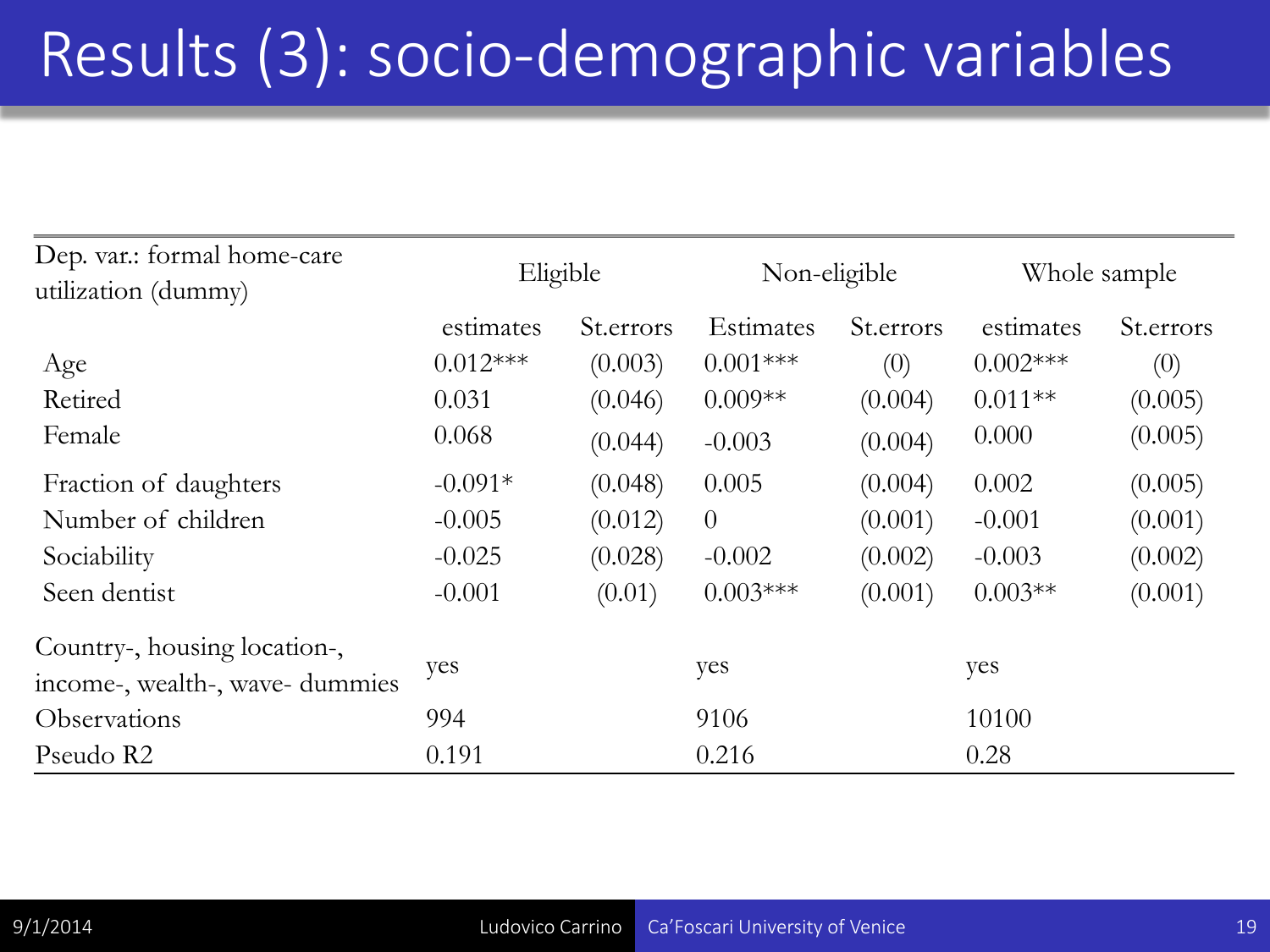# Results (3): socio-demographic variables

| Dep. var.: formal home-care utilization (dummy) | Eligible | | Non-eligible | | Whole sample | |
|---|---|---|---|---|---|---|
| | estimates | St.errors | Estimates | St.errors | estimates | St.errors |
| Age | 0.012*** | (0.003) | 0.001*** | (0) | 0.002*** | (0) |
| Retired | 0.031 | (0.046) | 0.009** | (0.004) | 0.011** | (0.005) |
| Female | 0.068 | (0.044) | -0.003 | (0.004) | 0.000 | (0.005) |
| Fraction of daughters | -0.091* | (0.048) | 0.005 | (0.004) | 0.002 | (0.005) |
| Number of children | -0.005 | (0.012) | 0 | (0.001) | -0.001 | (0.001) |
| Sociability | -0.025 | (0.028) | -0.002 | (0.002) | -0.003 | (0.002) |
| Seen dentist | -0.001 | (0.01) | 0.003*** | (0.001) | 0.003** | (0.001) |
| Country-, housing location-, income-, wealth-, wave- dummies | yes | | yes | | yes | |
| Observations | 994 | | 9106 | | 10100 | |
| Pseudo R2 | 0.191 | | 0.216 | | 0.28 | |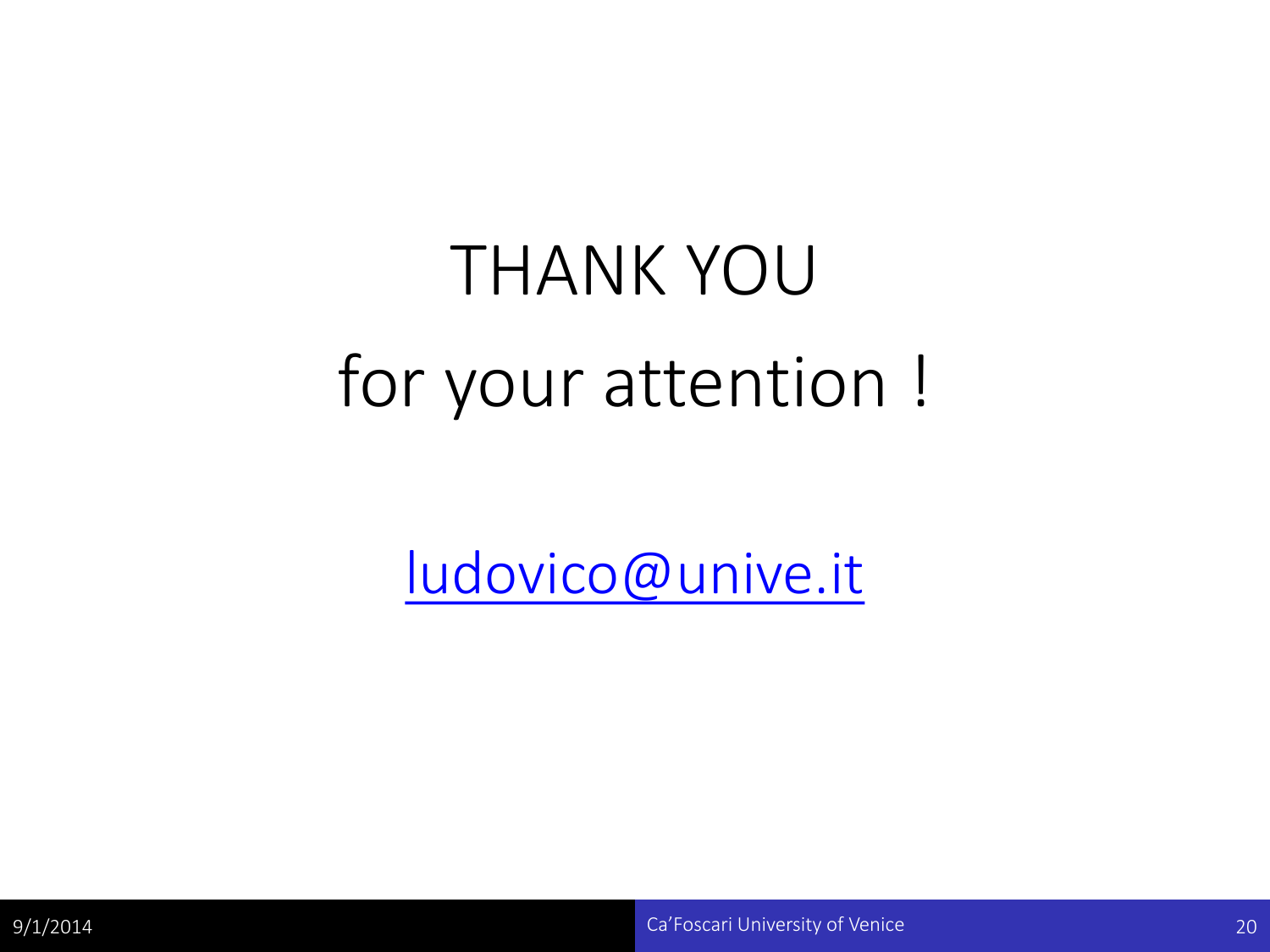THANK YOU

for your attention !

ludovico@unive.it